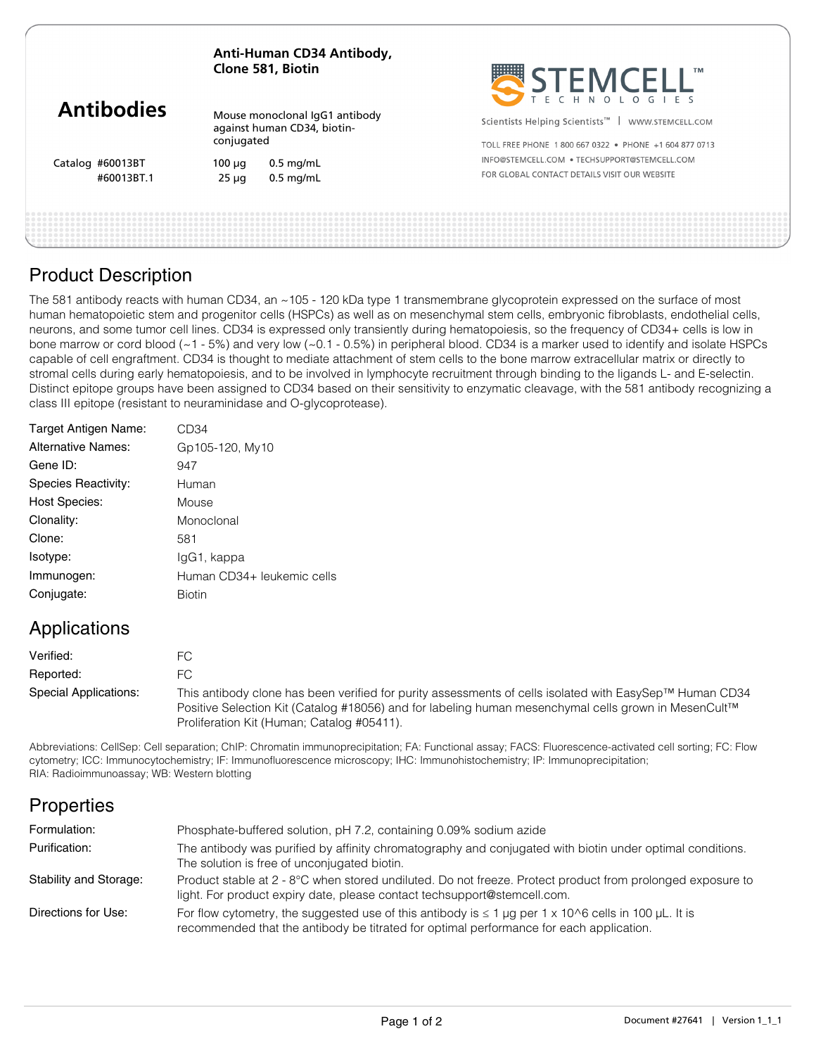# Antibodies

**Anti-Human CD34 Antibody, Clone 581, Biotin**

Mouse monoclonal IgG1 antibody against human CD34, biotin-conjugated

| Catalog | | |
|---|---|---|
| #60013BT | 100 µg | 0.5 mg/mL |
| #60013BT.1 | 25 µg | 0.5 mg/mL |

STEMCELL™ TECHNOLOGIES

Scientists Helping Scientists™ | WWW.STEMCELL.COM

TOLL FREE PHONE 1 800 667 0322 • PHONE +1 604 877 0713

INFO@STEMCELL.COM • TECHSUPPORT@STEMCELL.COM

FOR GLOBAL CONTACT DETAILS VISIT OUR WEBSITE

## Product Description

The 581 antibody reacts with human CD34, an ~105 - 120 kDa type 1 transmembrane glycoprotein expressed on the surface of most human hematopoietic stem and progenitor cells (HSPCs) as well as on mesenchymal stem cells, embryonic fibroblasts, endothelial cells, neurons, and some tumor cell lines. CD34 is expressed only transiently during hematopoiesis, so the frequency of CD34+ cells is low in bone marrow or cord blood (~1 - 5%) and very low (~0.1 - 0.5%) in peripheral blood. CD34 is a marker used to identify and isolate HSPCs capable of cell engraftment. CD34 is thought to mediate attachment of stem cells to the bone marrow extracellular matrix or directly to stromal cells during early hematopoiesis, and to be involved in lymphocyte recruitment through binding to the ligands L- and E-selectin. Distinct epitope groups have been assigned to CD34 based on their sensitivity to enzymatic cleavage, with the 581 antibody recognizing a class III epitope (resistant to neuraminidase and O-glycoprotease).

| | |
|---|---|
| Target Antigen Name: | CD34 |
| Alternative Names: | Gp105-120, My10 |
| Gene ID: | 947 |
| Species Reactivity: | Human |
| Host Species: | Mouse |
| Clonality: | Monoclonal |
| Clone: | 581 |
| Isotype: | IgG1, kappa |
| Immunogen: | Human CD34+ leukemic cells |
| Conjugate: | Biotin |

## Applications

| | |
|---|---|
| Verified: | FC |
| Reported: | FC |
| Special Applications: | This antibody clone has been verified for purity assessments of cells isolated with EasySep™ Human CD34 Positive Selection Kit (Catalog #18056) and for labeling human mesenchymal cells grown in MesenCult™ Proliferation Kit (Human; Catalog #05411). |

Abbreviations: CellSep: Cell separation; ChIP: Chromatin immunoprecipitation; FA: Functional assay; FACS: Fluorescence-activated cell sorting; FC: Flow cytometry; ICC: Immunocytochemistry; IF: Immunofluorescence microscopy; IHC: Immunohistochemistry; IP: Immunoprecipitation; RIA: Radioimmunoassay; WB: Western blotting

## Properties

| | |
|---|---|
| Formulation: | Phosphate-buffered solution, pH 7.2, containing 0.09% sodium azide |
| Purification: | The antibody was purified by affinity chromatography and conjugated with biotin under optimal conditions. The solution is free of unconjugated biotin. |
| Stability and Storage: | Product stable at 2 - 8°C when stored undiluted. Do not freeze. Protect product from prolonged exposure to light. For product expiry date, please contact techsupport@stemcell.com. |
| Directions for Use: | For flow cytometry, the suggested use of this antibody is ≤ 1 µg per 1 x 10^6 cells in 100 µL. It is recommended that the antibody be titrated for optimal performance for each application. |

Document #27641 | Version 1_1_1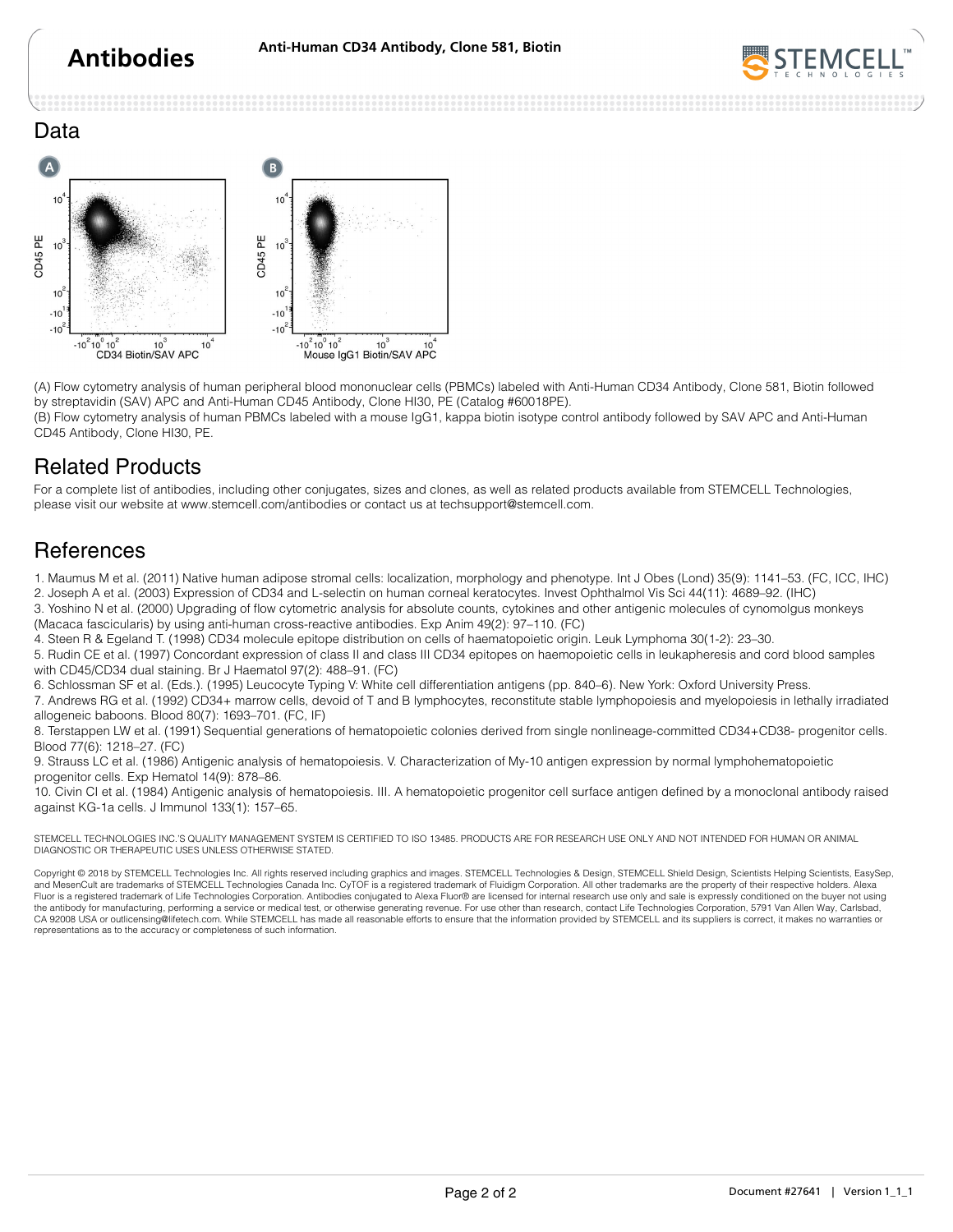## Data

A

$10^4$
$10^3$
$10^2$
$-10^1$
$-10^2$

CD45 PE

$-10^2$ $10^0$ $10^2$ $10^3$ $10^4$

CD34 Biotin/SAV APC

B

$10^4$
$10^3$
$10^2$
$-10^1$
$-10^2$

CD45 PE

$-10^2$ $10^0$ $10^2$ $10^3$ $10^4$

Mouse IgG1 Biotin/SAV APC

(A) Flow cytometry analysis of human peripheral blood mononuclear cells (PBMCs) labeled with Anti-Human CD34 Antibody, Clone 581, Biotin followed by streptavidin (SAV) APC and Anti-Human CD45 Antibody, Clone HI30, PE (Catalog #60018PE).
(B) Flow cytometry analysis of human PBMCs labeled with a mouse IgG1, kappa biotin isotype control antibody followed by SAV APC and Anti-Human CD45 Antibody, Clone HI30, PE.

## Related Products

For a complete list of antibodies, including other conjugates, sizes and clones, as well as related products available from STEMCELL Technologies, please visit our website at www.stemcell.com/antibodies or contact us at techsupport@stemcell.com.

## References

1. Maumus M et al. (2011) Native human adipose stromal cells: localization, morphology and phenotype. Int J Obes (Lond) 35(9): 1141–53. (FC, ICC, IHC)
2. Joseph A et al. (2003) Expression of CD34 and L-selectin on human corneal keratocytes. Invest Ophthalmol Vis Sci 44(11): 4689–92. (IHC)
3. Yoshino N et al. (2000) Upgrading of flow cytometric analysis for absolute counts, cytokines and other antigenic molecules of cynomolgus monkeys (Macaca fascicularis) by using anti-human cross-reactive antibodies. Exp Anim 49(2): 97–110. (FC)
4. Steen R & Egeland T. (1998) CD34 molecule epitope distribution on cells of haematopoietic origin. Leuk Lymphoma 30(1-2): 23–30.
5. Rudin CE et al. (1997) Concordant expression of class II and class III CD34 epitopes on haemopoietic cells in leukapheresis and cord blood samples with CD45/CD34 dual staining. Br J Haematol 97(2): 488–91. (FC)
6. Schlossman SF et al. (Eds.). (1995) Leucocyte Typing V: White cell differentiation antigens (pp. 840–6). New York: Oxford University Press.
7. Andrews RG et al. (1992) CD34+ marrow cells, devoid of T and B lymphocytes, reconstitute stable lymphopoiesis and myelopoiesis in lethally irradiated allogeneic baboons. Blood 80(7): 1693–701. (FC, IF)
8. Terstappen LW et al. (1991) Sequential generations of hematopoietic colonies derived from single nonlineage-committed CD34+CD38- progenitor cells. Blood 77(6): 1218–27. (FC)
9. Strauss LC et al. (1986) Antigenic analysis of hematopoiesis. V. Characterization of My-10 antigen expression by normal lymphohematopoietic progenitor cells. Exp Hematol 14(9): 878–86.
10. Civin CI et al. (1984) Antigenic analysis of hematopoiesis. III. A hematopoietic progenitor cell surface antigen defined by a monoclonal antibody raised against KG-1a cells. J Immunol 133(1): 157–65.

STEMCELL TECHNOLOGIES INC.'S QUALITY MANAGEMENT SYSTEM IS CERTIFIED TO ISO 13485. PRODUCTS ARE FOR RESEARCH USE ONLY AND NOT INTENDED FOR HUMAN OR ANIMAL DIAGNOSTIC OR THERAPEUTIC USES UNLESS OTHERWISE STATED.

Copyright © 2018 by STEMCELL Technologies Inc. All rights reserved including graphics and images. STEMCELL Technologies & Design, STEMCELL Shield Design, Scientists Helping Scientists, EasySep, and MesenCult are trademarks of STEMCELL Technologies Canada Inc. CyTOF is a registered trademark of Fluidigm Corporation. All other trademarks are the property of their respective holders. Alexa Fluor is a registered trademark of Life Technologies Corporation. Antibodies conjugated to Alexa Fluor® are licensed for internal research use only and sale is expressly conditioned on the buyer not using the antibody for manufacturing, performing a service or medical test, or otherwise generating revenue. For use other than research, contact Life Technologies Corporation, 5791 Van Allen Way, Carlsbad, CA 92008 USA or outlicensing@lifetech.com. While STEMCELL has made all reasonable efforts to ensure that the information provided by STEMCELL and its suppliers is correct, it makes no warranties or representations as to the accuracy or completeness of such information.

Document #27641 | Version 1_1_1